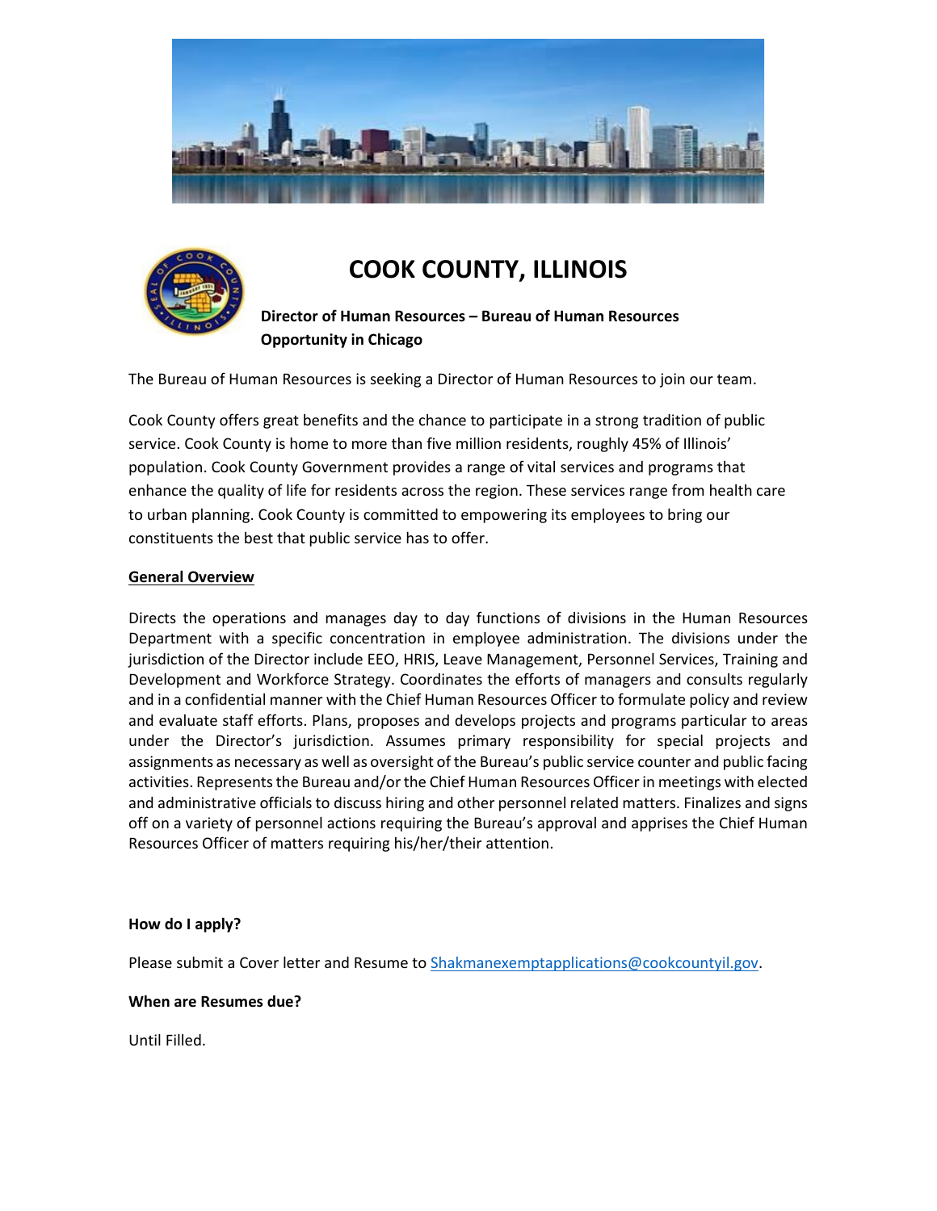# COOK COUNTY, ILLINOIS

**Director of Human Resources – Bureau of Human Resources**
**Opportunity in Chicago**

The Bureau of Human Resources is seeking a Director of Human Resources to join our team.

Cook County offers great benefits and the chance to participate in a strong tradition of public service. Cook County is home to more than five million residents, roughly 45% of Illinois' population. Cook County Government provides a range of vital services and programs that enhance the quality of life for residents across the region. These services range from health care to urban planning. Cook County is committed to empowering its employees to bring our constituents the best that public service has to offer.

**General Overview**

Directs the operations and manages day to day functions of divisions in the Human Resources Department with a specific concentration in employee administration. The divisions under the jurisdiction of the Director include EEO, HRIS, Leave Management, Personnel Services, Training and Development and Workforce Strategy. Coordinates the efforts of managers and consults regularly and in a confidential manner with the Chief Human Resources Officer to formulate policy and review and evaluate staff efforts. Plans, proposes and develops projects and programs particular to areas under the Director's jurisdiction. Assumes primary responsibility for special projects and assignments as necessary as well as oversight of the Bureau's public service counter and public facing activities. Represents the Bureau and/or the Chief Human Resources Officer in meetings with elected and administrative officials to discuss hiring and other personnel related matters. Finalizes and signs off on a variety of personnel actions requiring the Bureau's approval and apprises the Chief Human Resources Officer of matters requiring his/her/their attention.

**How do I apply?**

Please submit a Cover letter and Resume to Shakmanexemptapplications@cookcountyil.gov.

**When are Resumes due?**

Until Filled.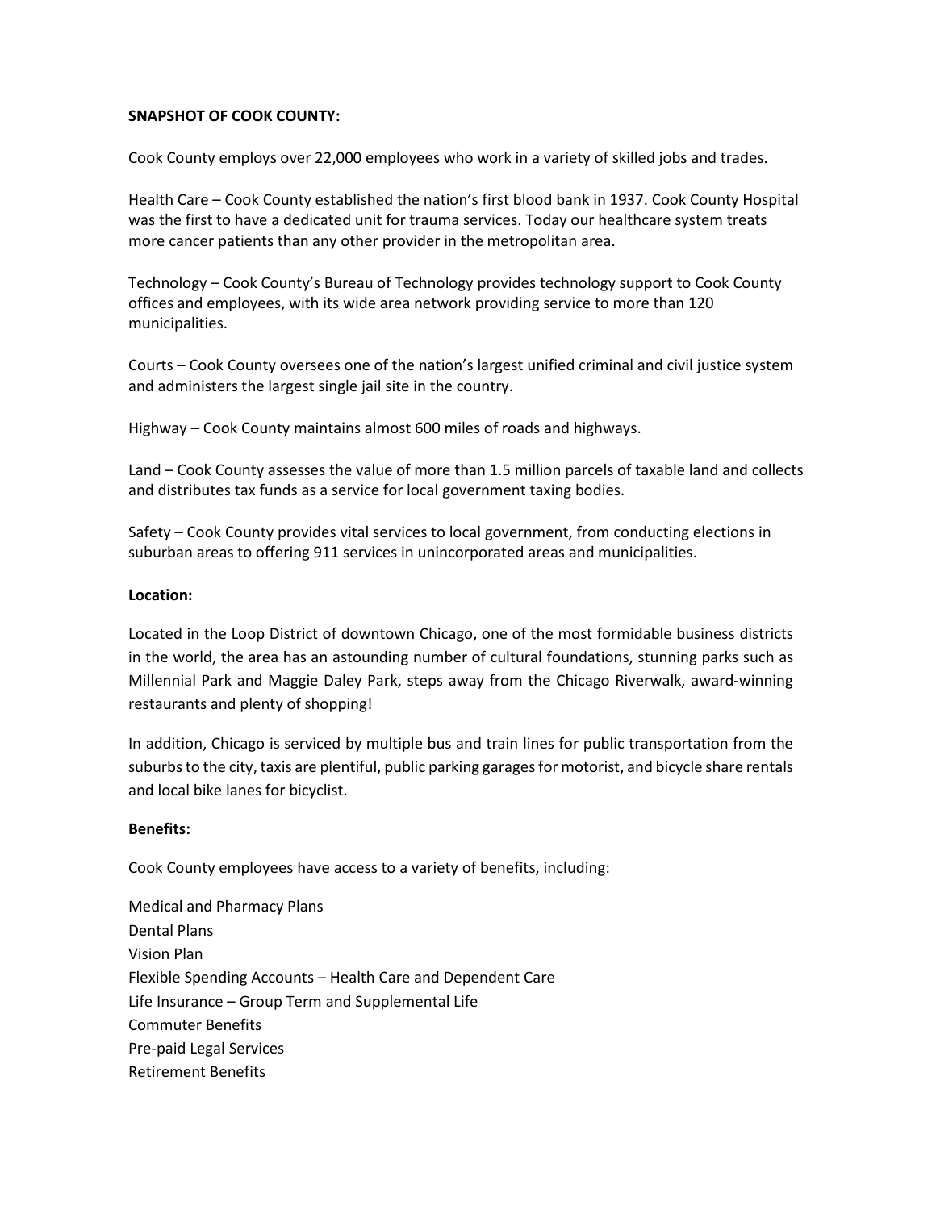**SNAPSHOT OF COOK COUNTY:**

Cook County employs over 22,000 employees who work in a variety of skilled jobs and trades.

Health Care – Cook County established the nation's first blood bank in 1937. Cook County Hospital was the first to have a dedicated unit for trauma services. Today our healthcare system treats more cancer patients than any other provider in the metropolitan area.

Technology – Cook County's Bureau of Technology provides technology support to Cook County offices and employees, with its wide area network providing service to more than 120 municipalities.

Courts – Cook County oversees one of the nation's largest unified criminal and civil justice system and administers the largest single jail site in the country.

Highway – Cook County maintains almost 600 miles of roads and highways.

Land – Cook County assesses the value of more than 1.5 million parcels of taxable land and collects and distributes tax funds as a service for local government taxing bodies.

Safety – Cook County provides vital services to local government, from conducting elections in suburban areas to offering 911 services in unincorporated areas and municipalities.

**Location:**

Located in the Loop District of downtown Chicago, one of the most formidable business districts in the world, the area has an astounding number of cultural foundations, stunning parks such as Millennial Park and Maggie Daley Park, steps away from the Chicago Riverwalk, award-winning restaurants and plenty of shopping!

In addition, Chicago is serviced by multiple bus and train lines for public transportation from the suburbs to the city, taxis are plentiful, public parking garages for motorist, and bicycle share rentals and local bike lanes for bicyclist.

**Benefits:**

Cook County employees have access to a variety of benefits, including:

Medical and Pharmacy Plans
Dental Plans
Vision Plan
Flexible Spending Accounts – Health Care and Dependent Care
Life Insurance – Group Term and Supplemental Life
Commuter Benefits
Pre-paid Legal Services
Retirement Benefits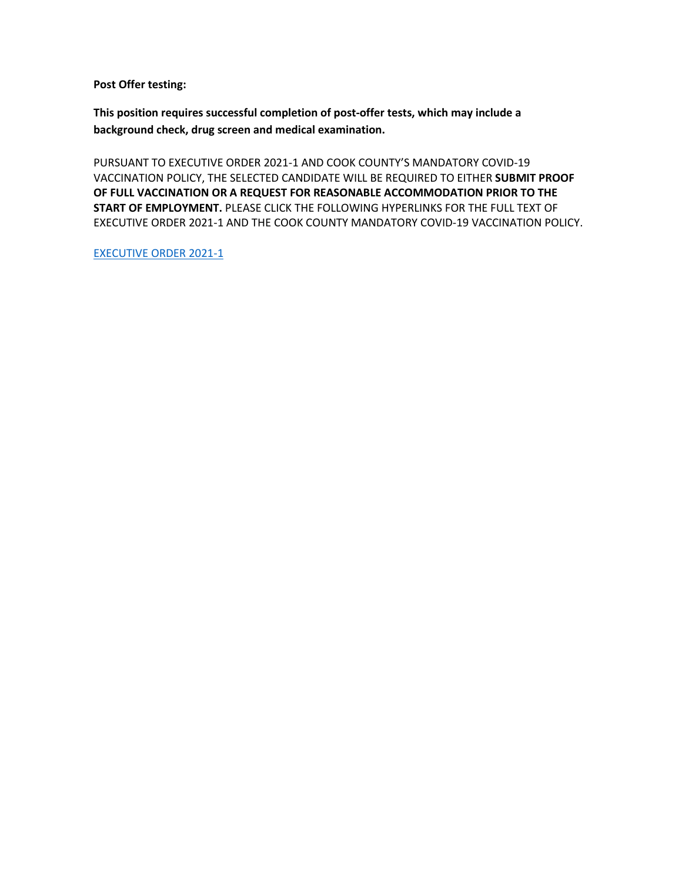**Post Offer testing:**

**This position requires successful completion of post-offer tests, which may include a background check, drug screen and medical examination.**

PURSUANT TO EXECUTIVE ORDER 2021-1 AND COOK COUNTY'S MANDATORY COVID-19 VACCINATION POLICY, THE SELECTED CANDIDATE WILL BE REQUIRED TO EITHER **SUBMIT PROOF OF FULL VACCINATION OR A REQUEST FOR REASONABLE ACCOMMODATION PRIOR TO THE START OF EMPLOYMENT.** PLEASE CLICK THE FOLLOWING HYPERLINKS FOR THE FULL TEXT OF EXECUTIVE ORDER 2021-1 AND THE COOK COUNTY MANDATORY COVID-19 VACCINATION POLICY.

EXECUTIVE ORDER 2021-1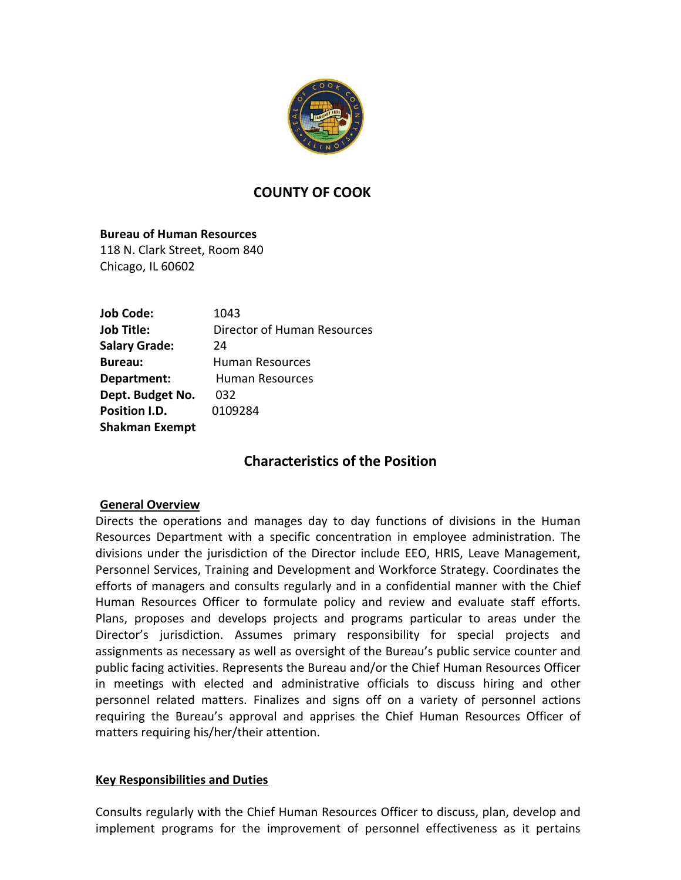## COUNTY OF COOK

**Bureau of Human Resources**
118 N. Clark Street, Room 840
Chicago, IL 60602

**Job Code:** 1043
**Job Title:** Director of Human Resources
**Salary Grade:** 24
**Bureau:** Human Resources
**Department:** Human Resources
**Dept. Budget No.** 032
**Position I.D.** 0109284
**Shakman Exempt**

## Characteristics of the Position

### General Overview

Directs the operations and manages day to day functions of divisions in the Human Resources Department with a specific concentration in employee administration. The divisions under the jurisdiction of the Director include EEO, HRIS, Leave Management, Personnel Services, Training and Development and Workforce Strategy. Coordinates the efforts of managers and consults regularly and in a confidential manner with the Chief Human Resources Officer to formulate policy and review and evaluate staff efforts. Plans, proposes and develops projects and programs particular to areas under the Director's jurisdiction. Assumes primary responsibility for special projects and assignments as necessary as well as oversight of the Bureau's public service counter and public facing activities. Represents the Bureau and/or the Chief Human Resources Officer in meetings with elected and administrative officials to discuss hiring and other personnel related matters. Finalizes and signs off on a variety of personnel actions requiring the Bureau's approval and apprises the Chief Human Resources Officer of matters requiring his/her/their attention.

### Key Responsibilities and Duties

Consults regularly with the Chief Human Resources Officer to discuss, plan, develop and implement programs for the improvement of personnel effectiveness as it pertains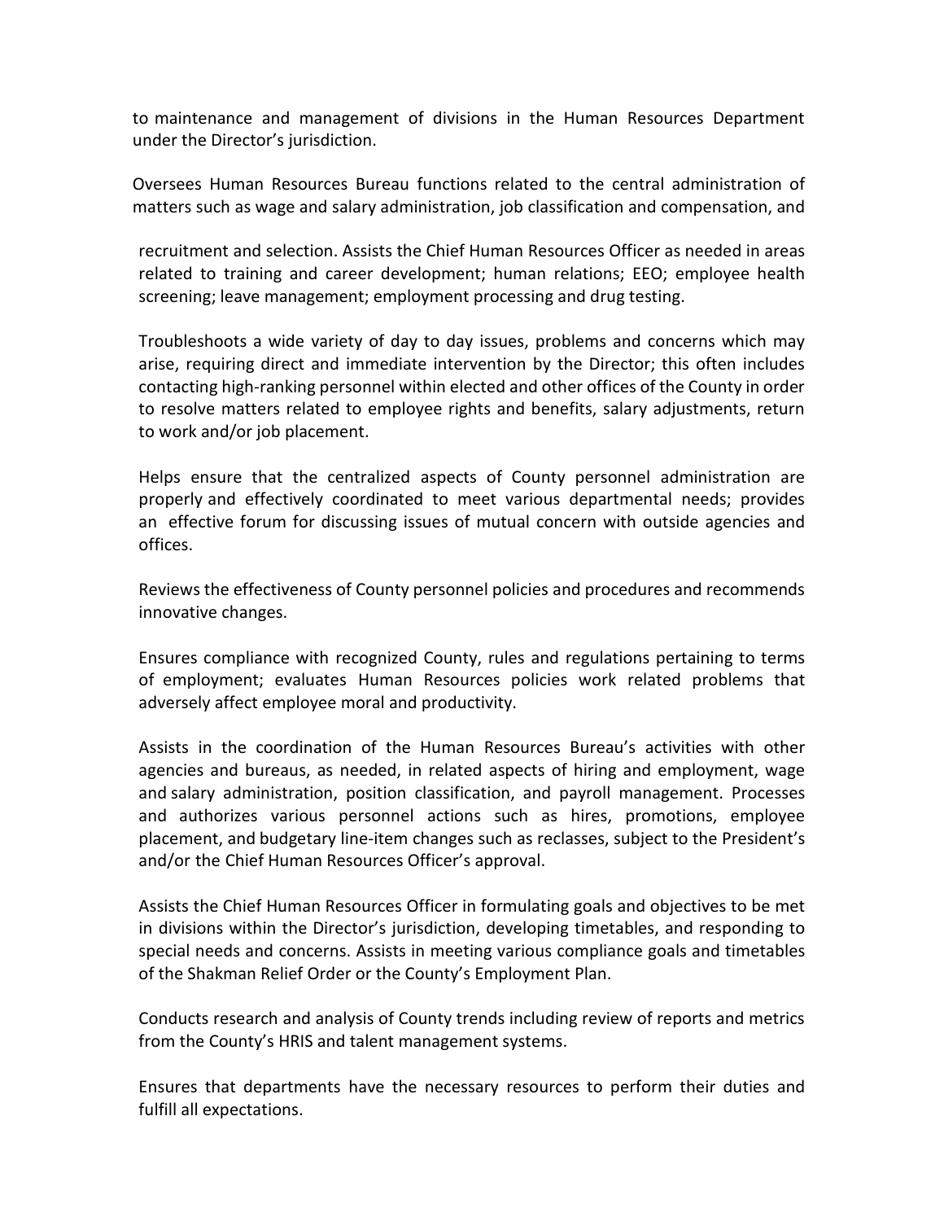to maintenance and management of divisions in the Human Resources Department under the Director's jurisdiction.

Oversees Human Resources Bureau functions related to the central administration of matters such as wage and salary administration, job classification and compensation, and recruitment and selection. Assists the Chief Human Resources Officer as needed in areas related to training and career development; human relations; EEO; employee health screening; leave management; employment processing and drug testing.

Troubleshoots a wide variety of day to day issues, problems and concerns which may arise, requiring direct and immediate intervention by the Director; this often includes contacting high-ranking personnel within elected and other offices of the County in order to resolve matters related to employee rights and benefits, salary adjustments, return to work and/or job placement.

Helps ensure that the centralized aspects of County personnel administration are properly and effectively coordinated to meet various departmental needs; provides an effective forum for discussing issues of mutual concern with outside agencies and offices.

Reviews the effectiveness of County personnel policies and procedures and recommends innovative changes.

Ensures compliance with recognized County, rules and regulations pertaining to terms of employment; evaluates Human Resources policies work related problems that adversely affect employee moral and productivity.

Assists in the coordination of the Human Resources Bureau's activities with other agencies and bureaus, as needed, in related aspects of hiring and employment, wage and salary administration, position classification, and payroll management. Processes and authorizes various personnel actions such as hires, promotions, employee placement, and budgetary line-item changes such as reclasses, subject to the President's and/or the Chief Human Resources Officer's approval.

Assists the Chief Human Resources Officer in formulating goals and objectives to be met in divisions within the Director's jurisdiction, developing timetables, and responding to special needs and concerns. Assists in meeting various compliance goals and timetables of the Shakman Relief Order or the County's Employment Plan.

Conducts research and analysis of County trends including review of reports and metrics from the County's HRIS and talent management systems.

Ensures that departments have the necessary resources to perform their duties and fulfill all expectations.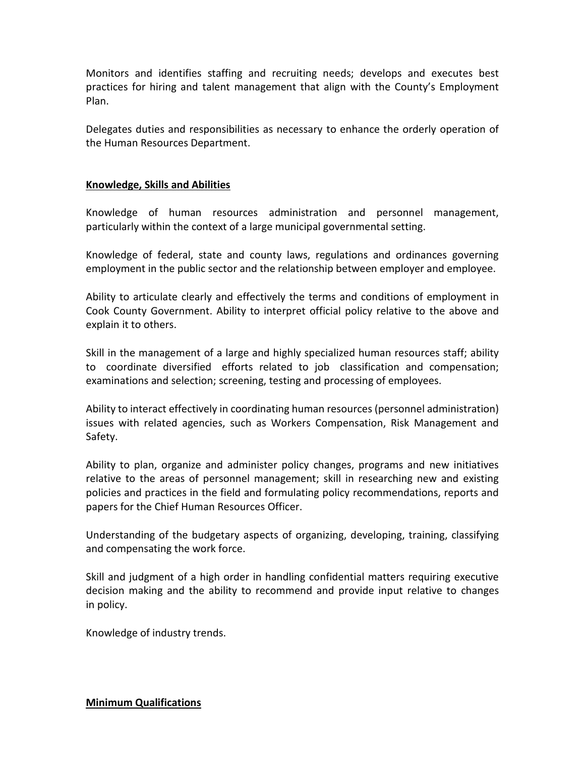Monitors and identifies staffing and recruiting needs; develops and executes best practices for hiring and talent management that align with the County's Employment Plan.

Delegates duties and responsibilities as necessary to enhance the orderly operation of the Human Resources Department.

## Knowledge, Skills and Abilities

Knowledge of human resources administration and personnel management, particularly within the context of a large municipal governmental setting.

Knowledge of federal, state and county laws, regulations and ordinances governing employment in the public sector and the relationship between employer and employee.

Ability to articulate clearly and effectively the terms and conditions of employment in Cook County Government. Ability to interpret official policy relative to the above and explain it to others.

Skill in the management of a large and highly specialized human resources staff; ability to coordinate diversified efforts related to job classification and compensation; examinations and selection; screening, testing and processing of employees.

Ability to interact effectively in coordinating human resources (personnel administration) issues with related agencies, such as Workers Compensation, Risk Management and Safety.

Ability to plan, organize and administer policy changes, programs and new initiatives relative to the areas of personnel management; skill in researching new and existing policies and practices in the field and formulating policy recommendations, reports and papers for the Chief Human Resources Officer.

Understanding of the budgetary aspects of organizing, developing, training, classifying and compensating the work force.

Skill and judgment of a high order in handling confidential matters requiring executive decision making and the ability to recommend and provide input relative to changes in policy.

Knowledge of industry trends.

## Minimum Qualifications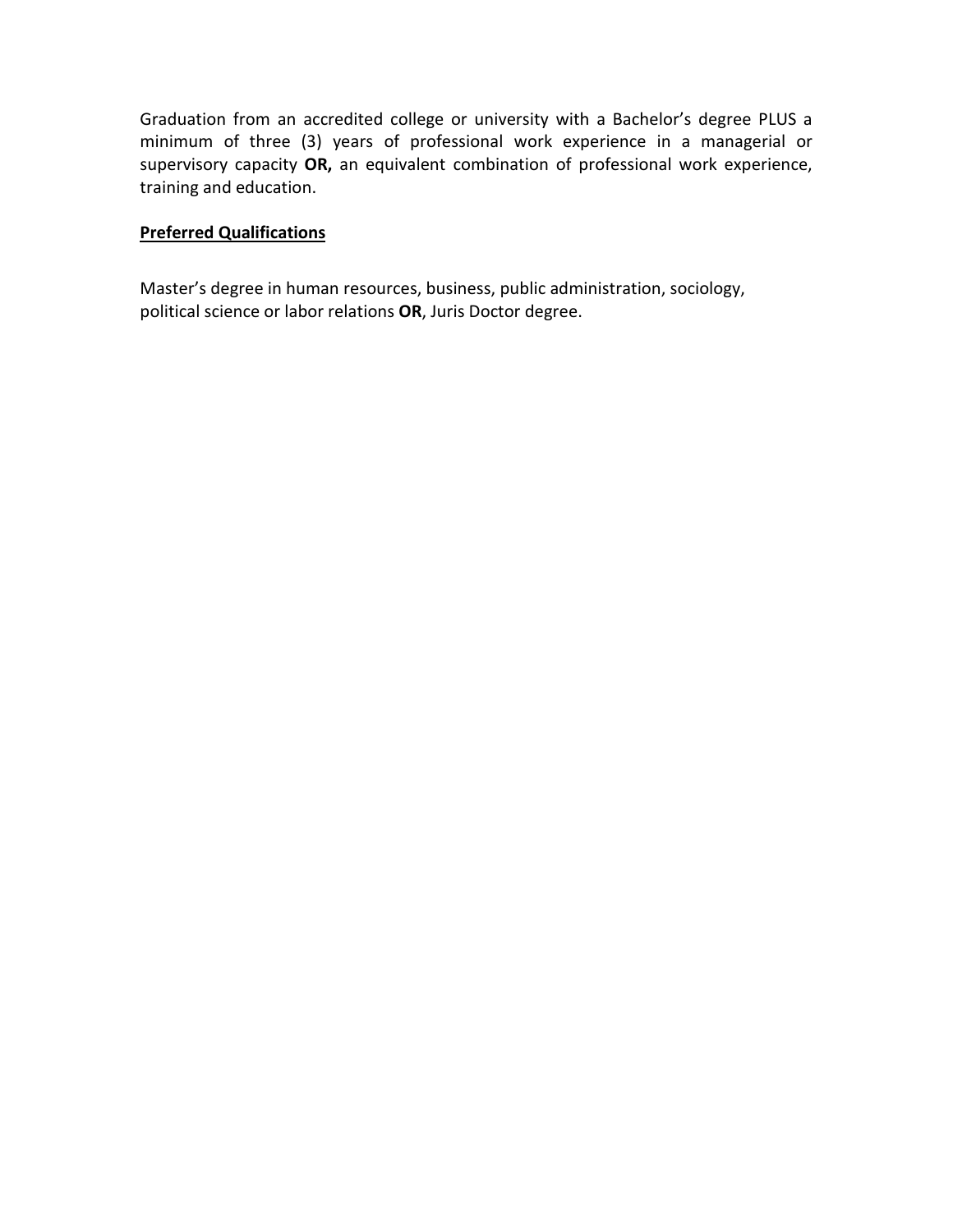Graduation from an accredited college or university with a Bachelor's degree PLUS a minimum of three (3) years of professional work experience in a managerial or supervisory capacity **OR,** an equivalent combination of professional work experience, training and education.

## Preferred Qualifications

Master's degree in human resources, business, public administration, sociology, political science or labor relations **OR**, Juris Doctor degree.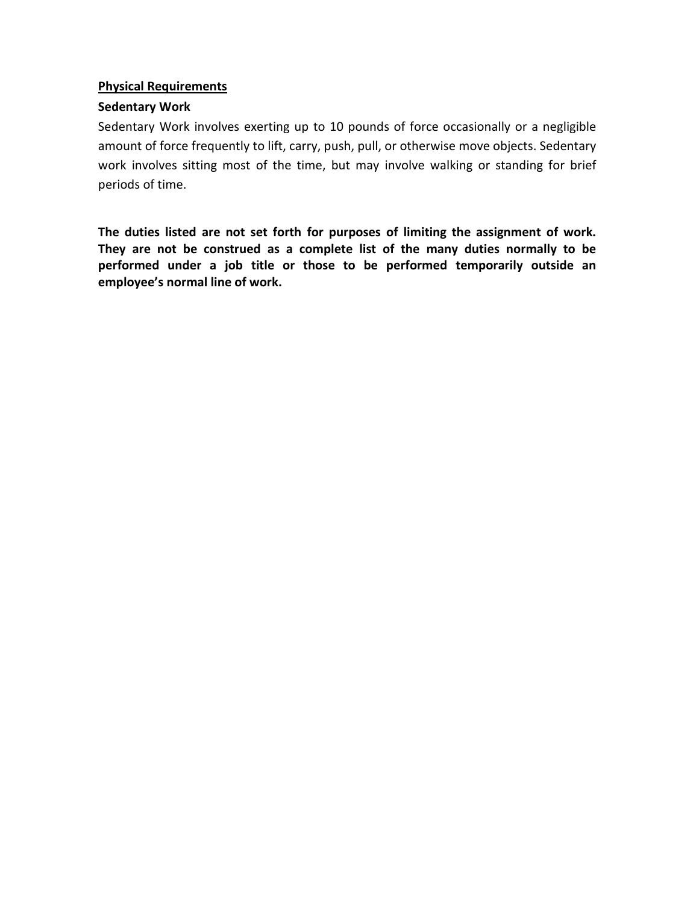**<u>Physical Requirements</u>**

**Sedentary Work**

Sedentary Work involves exerting up to 10 pounds of force occasionally or a negligible amount of force frequently to lift, carry, push, pull, or otherwise move objects. Sedentary work involves sitting most of the time, but may involve walking or standing for brief periods of time.

**The duties listed are not set forth for purposes of limiting the assignment of work. They are not be construed as a complete list of the many duties normally to be performed under a job title or those to be performed temporarily outside an employee's normal line of work.**